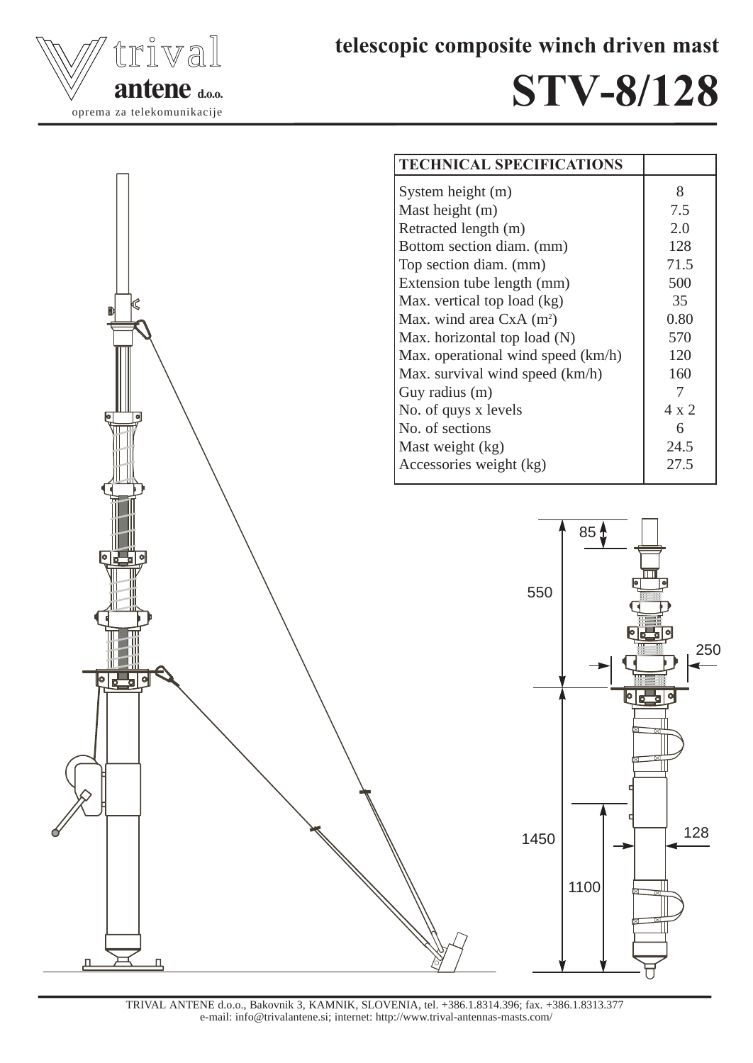trival antene d.o.o.

oprema za telekomunikacije

# telescopic composite winch driven mast

# STV-8/128

| TECHNICAL SPECIFICATIONS | |
|---|---|
| System height (m) | 8 |
| Mast height (m) | 7.5 |
| Retracted length (m) | 2.0 |
| Bottom section diam. (mm) | 128 |
| Top section diam. (mm) | 71.5 |
| Extension tube length (mm) | 500 |
| Max. vertical top load (kg) | 35 |
| Max. wind area CxA ($m^2$) | 0.80 |
| Max. horizontal top load (N) | 570 |
| Max. operational wind speed (km/h) | 120 |
| Max. survival wind speed (km/h) | 160 |
| Guy radius (m) | 7 |
| No. of quys x levels | 4 x 2 |
| No. of sections | 6 |
| Mast weight (kg) | 24.5 |
| Accessories weight (kg) | 27.5 |

85

550

250

1450

1100

128

TRIVAL ANTENE d.o.o., Bakovnik 3, KAMNIK, SLOVENIA, tel. +386.1.8314.396; fax. +386.1.8313.377
e-mail: info@trivalantene.si; internet: http://www.trival-antennas-masts.com/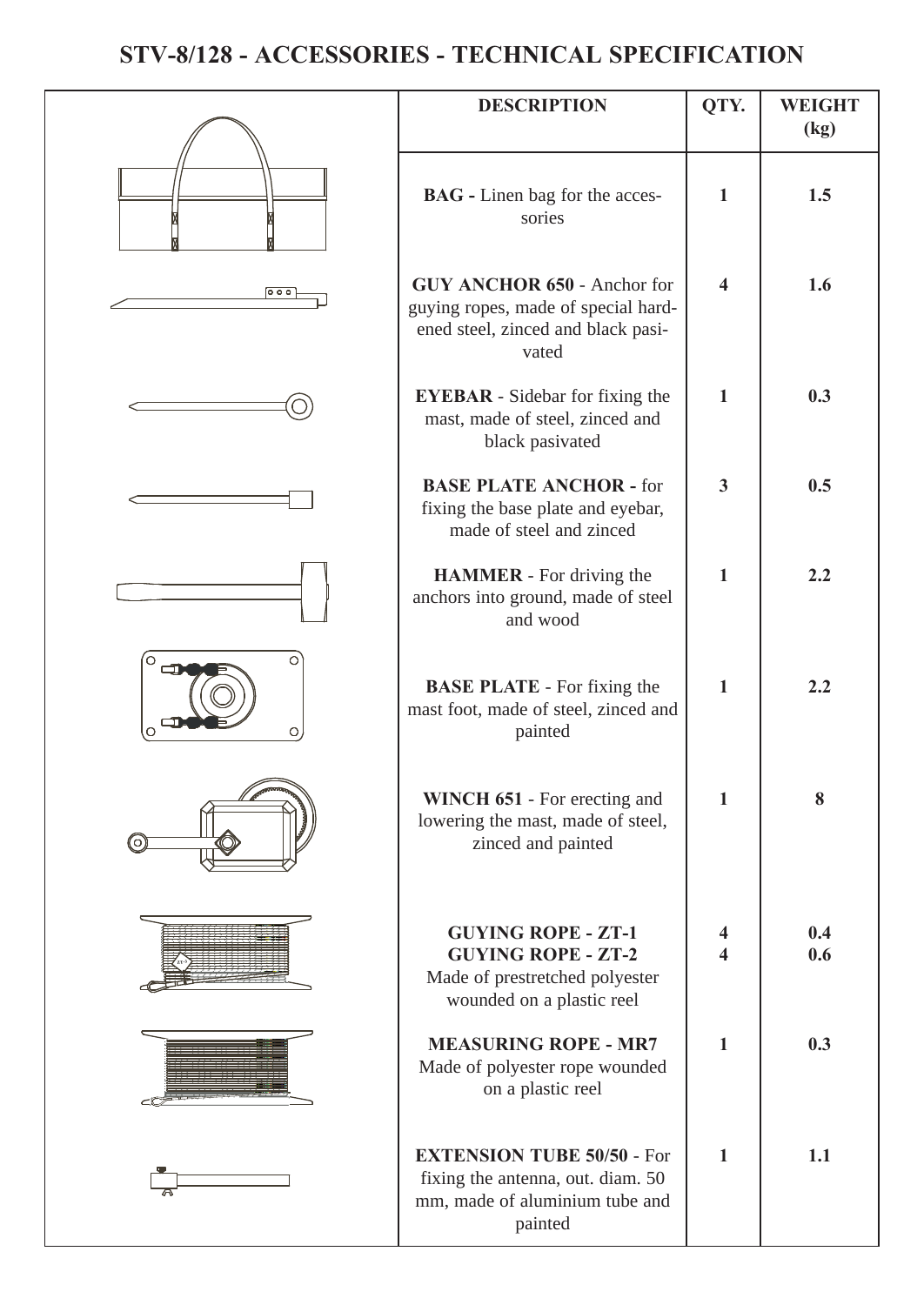## STV-8/128 - ACCESSORIES - TECHNICAL SPECIFICATION

| | DESCRIPTION | QTY. | WEIGHT (kg) |
|---|---|---|---|
| | **BAG -** Linen bag for the accessories | **1** | **1.5** |
| | **GUY ANCHOR 650** - Anchor for guying ropes, made of special hardened steel, zinced and black pasivated | **4** | **1.6** |
| | **EYEBAR** - Sidebar for fixing the mast, made of steel, zinced and black pasivated | **1** | **0.3** |
| | **BASE PLATE ANCHOR -** for fixing the base plate and eyebar, made of steel and zinced | **3** | **0.5** |
| | **HAMMER** - For driving the anchors into ground, made of steel and wood | **1** | **2.2** |
| | **BASE PLATE** - For fixing the mast foot, made of steel, zinced and painted | **1** | **2.2** |
| | **WINCH 651** - For erecting and lowering the mast, made of steel, zinced and painted | **1** | **8** |
| | **GUYING ROPE - ZT-1**<br>**GUYING ROPE - ZT-2**<br>Made of prestretched polyester wounded on a plastic reel | **4**<br>**4** | **0.4**<br>**0.6** |
| | **MEASURING ROPE - MR7**<br>Made of polyester rope wounded on a plastic reel | **1** | **0.3** |
| | **EXTENSION TUBE 50/50** - For fixing the antenna, out. diam. 50 mm, made of aluminium tube and painted | **1** | **1.1** |